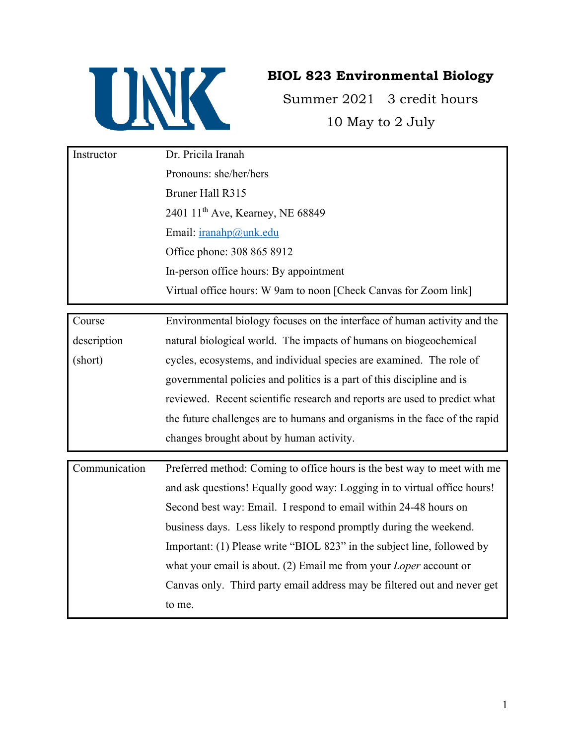UNK

# BIOL 823 Environmental Biology

Summer 2021 3 credit hours

10 May to 2 July

| | |
|---|---|
| Instructor | Dr. Pricila Iranah<br>Pronouns: she/her/hers<br>Bruner Hall R315<br>2401 11th Ave, Kearney, NE 68849<br>Email: iranahp@unk.edu<br>Office phone: 308 865 8912<br>In-person office hours: By appointment<br>Virtual office hours: W 9am to noon [Check Canvas for Zoom link] |

| | |
|---|---|
| Course description (short) | Environmental biology focuses on the interface of human activity and the natural biological world. The impacts of humans on biogeochemical cycles, ecosystems, and individual species are examined. The role of governmental policies and politics is a part of this discipline and is reviewed. Recent scientific research and reports are used to predict what the future challenges are to humans and organisms in the face of the rapid changes brought about by human activity. |

| | |
|---|---|
| Communication | Preferred method: Coming to office hours is the best way to meet with me and ask questions! Equally good way: Logging in to virtual office hours! Second best way: Email. I respond to email within 24-48 hours on business days. Less likely to respond promptly during the weekend. Important: (1) Please write "BIOL 823" in the subject line, followed by what your email is about. (2) Email me from your *Loper* account or Canvas only. Third party email address may be filtered out and never get to me. |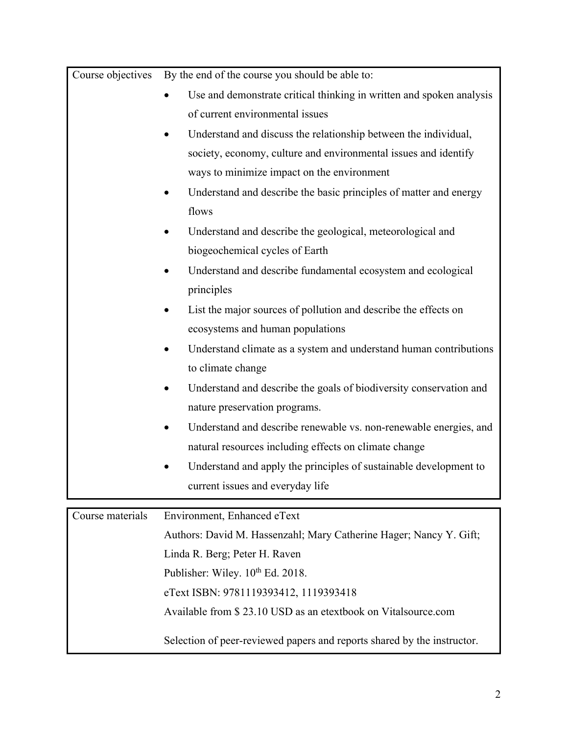| Course objectives | By the end of the course you should be able to:<br>• Use and demonstrate critical thinking in written and spoken analysis of current environmental issues<br>• Understand and discuss the relationship between the individual, society, economy, culture and environmental issues and identify ways to minimize impact on the environment<br>• Understand and describe the basic principles of matter and energy flows<br>• Understand and describe the geological, meteorological and biogeochemical cycles of Earth<br>• Understand and describe fundamental ecosystem and ecological principles<br>• List the major sources of pollution and describe the effects on ecosystems and human populations<br>• Understand climate as a system and understand human contributions to climate change<br>• Understand and describe the goals of biodiversity conservation and nature preservation programs.<br>• Understand and describe renewable vs. non-renewable energies, and natural resources including effects on climate change<br>• Understand and apply the principles of sustainable development to current issues and everyday life |
|---|---|

| Course materials | Environment, Enhanced eText<br>Authors: David M. Hassenzahl; Mary Catherine Hager; Nancy Y. Gift; Linda R. Berg; Peter H. Raven<br>Publisher: Wiley. 10th Ed. 2018.<br>eText ISBN: 9781119393412, 1119393418<br>Available from $ 23.10 USD as an etextbook on Vitalsource.com<br><br>Selection of peer-reviewed papers and reports shared by the instructor. |
|---|---|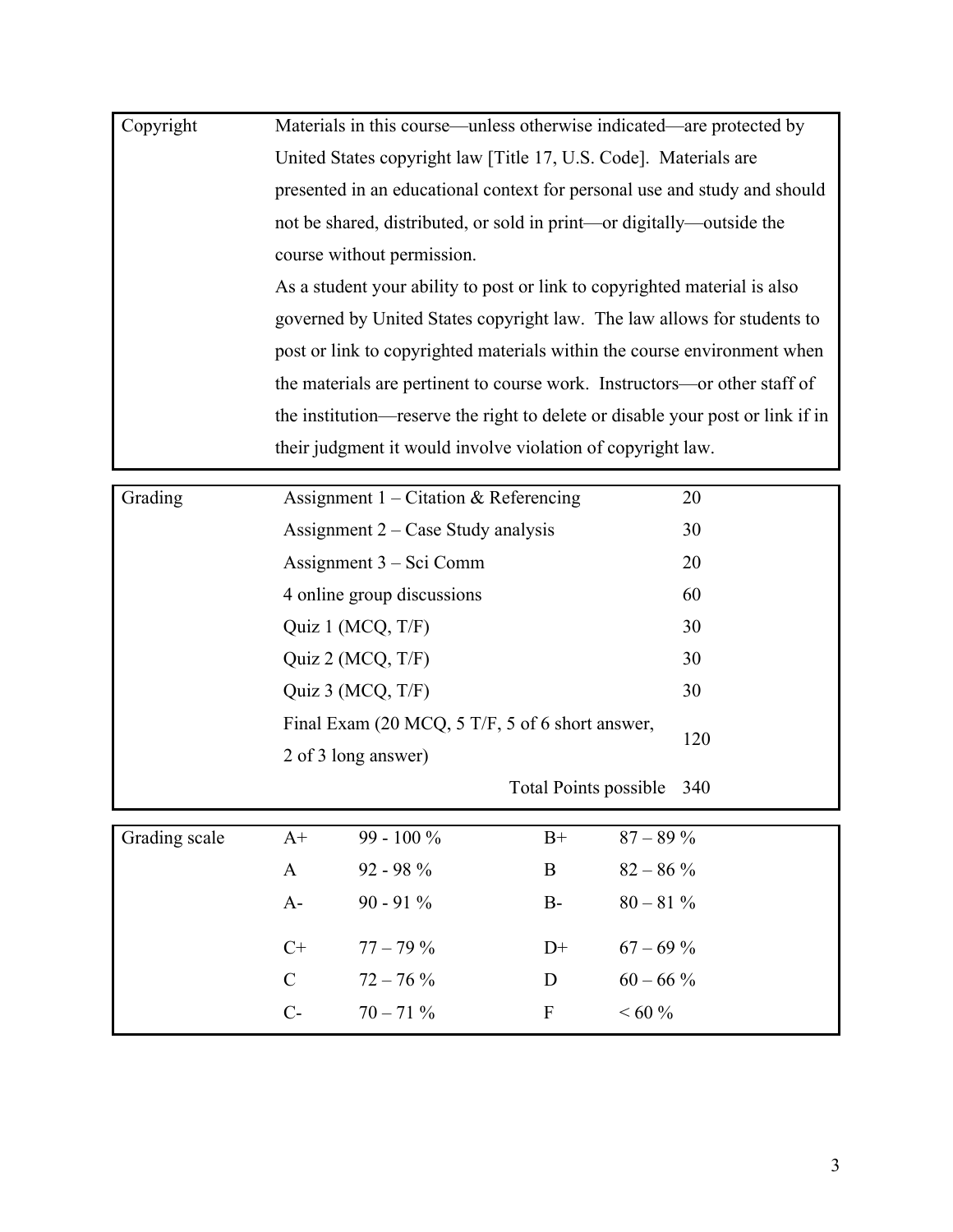| Copyright | Materials in this course—unless otherwise indicated—are protected by United States copyright law [Title 17, U.S. Code]. Materials are presented in an educational context for personal use and study and should not be shared, distributed, or sold in print—or digitally—outside the course without permission.<br>As a student your ability to post or link to copyrighted material is also governed by United States copyright law. The law allows for students to post or link to copyrighted materials within the course environment when the materials are pertinent to course work. Instructors—or other staff of the institution—reserve the right to delete or disable your post or link if in their judgment it would involve violation of copyright law. |
|---|---|

| Grading | | |
|---|---|---|
| | Assignment 1 – Citation & Referencing | 20 |
| | Assignment 2 – Case Study analysis | 30 |
| | Assignment 3 – Sci Comm | 20 |
| | 4 online group discussions | 60 |
| | Quiz 1 (MCQ, T/F) | 30 |
| | Quiz 2 (MCQ, T/F) | 30 |
| | Quiz 3 (MCQ, T/F) | 30 |
| | Final Exam (20 MCQ, 5 T/F, 5 of 6 short answer, 2 of 3 long answer) | 120 |
| | Total Points possible | 340 |

| Grading scale | | | | |
|---|---|---|---|---|
| | A+ | 99 - 100 % | B+ | 87 – 89 % |
| | A | 92 - 98 % | B | 82 – 86 % |
| | A- | 90 - 91 % | B- | 80 – 81 % |
| | C+ | 77 – 79 % | D+ | 67 – 69 % |
| | C | 72 – 76 % | D | 60 – 66 % |
| | C- | 70 – 71 % | F | < 60 % |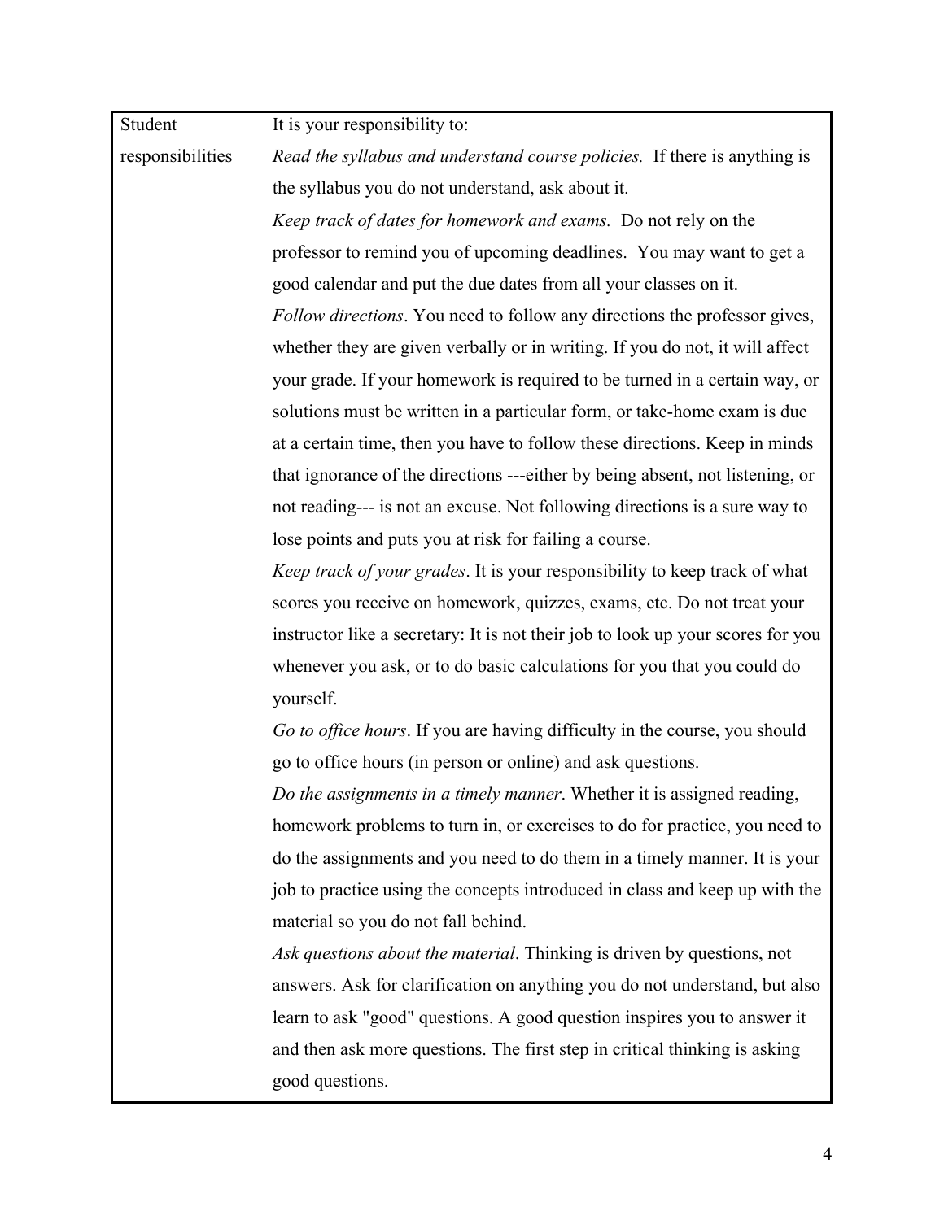| Student responsibilities | It is your responsibility to:<br>*Read the syllabus and understand course policies.* If there is anything is the syllabus you do not understand, ask about it.<br>*Keep track of dates for homework and exams.* Do not rely on the professor to remind you of upcoming deadlines. You may want to get a good calendar and put the due dates from all your classes on it.<br>*Follow directions*. You need to follow any directions the professor gives, whether they are given verbally or in writing. If you do not, it will affect your grade. If your homework is required to be turned in a certain way, or solutions must be written in a particular form, or take-home exam is due at a certain time, then you have to follow these directions. Keep in minds that ignorance of the directions ---either by being absent, not listening, or not reading--- is not an excuse. Not following directions is a sure way to lose points and puts you at risk for failing a course.<br>*Keep track of your grades*. It is your responsibility to keep track of what scores you receive on homework, quizzes, exams, etc. Do not treat your instructor like a secretary: It is not their job to look up your scores for you whenever you ask, or to do basic calculations for you that you could do yourself.<br>*Go to office hours*. If you are having difficulty in the course, you should go to office hours (in person or online) and ask questions.<br>*Do the assignments in a timely manner*. Whether it is assigned reading, homework problems to turn in, or exercises to do for practice, you need to do the assignments and you need to do them in a timely manner. It is your job to practice using the concepts introduced in class and keep up with the material so you do not fall behind.<br>*Ask questions about the material*. Thinking is driven by questions, not answers. Ask for clarification on anything you do not understand, but also learn to ask "good" questions. A good question inspires you to answer it and then ask more questions. The first step in critical thinking is asking good questions. |
|---|---|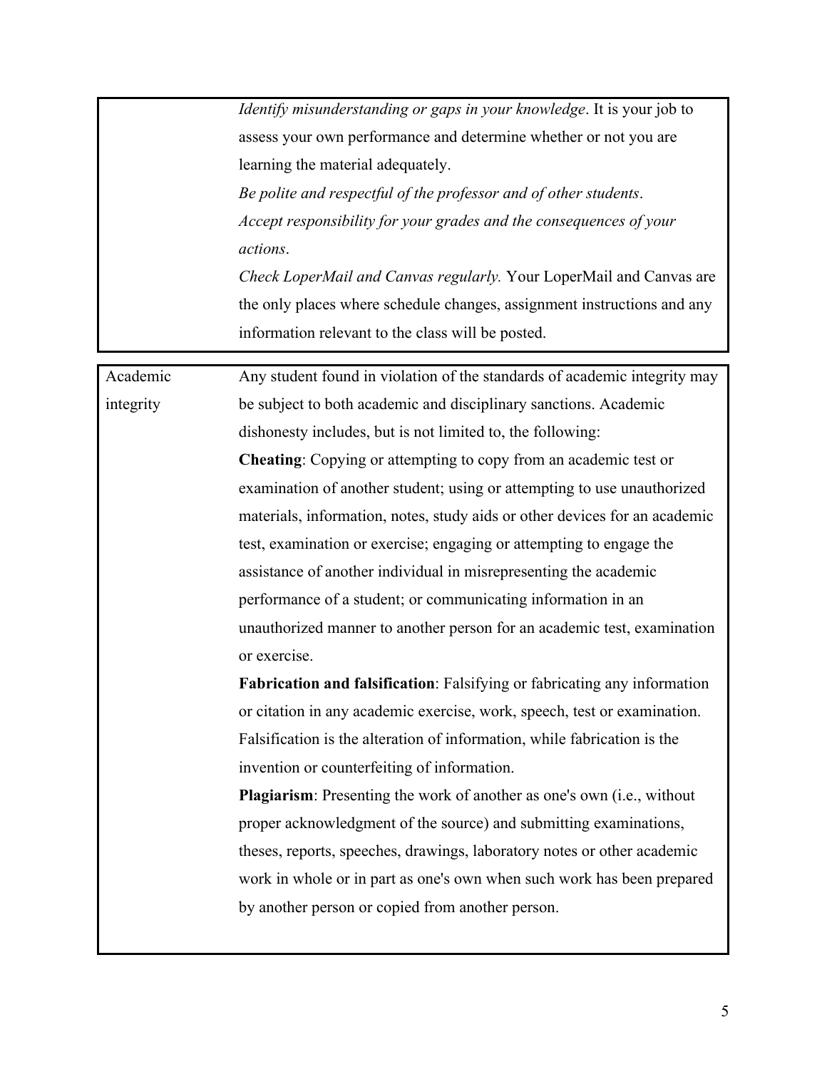| | |
|---|---|
| | *Identify misunderstanding or gaps in your knowledge*. It is your job to assess your own performance and determine whether or not you are learning the material adequately.<br>*Be polite and respectful of the professor and of other students*.<br>*Accept responsibility for your grades and the consequences of your actions*.<br>*Check LoperMail and Canvas regularly.* Your LoperMail and Canvas are the only places where schedule changes, assignment instructions and any information relevant to the class will be posted. |

| | |
|---|---|
| Academic integrity | Any student found in violation of the standards of academic integrity may be subject to both academic and disciplinary sanctions. Academic dishonesty includes, but is not limited to, the following:<br>**Cheating**: Copying or attempting to copy from an academic test or examination of another student; using or attempting to use unauthorized materials, information, notes, study aids or other devices for an academic test, examination or exercise; engaging or attempting to engage the assistance of another individual in misrepresenting the academic performance of a student; or communicating information in an unauthorized manner to another person for an academic test, examination or exercise.<br>**Fabrication and falsification**: Falsifying or fabricating any information or citation in any academic exercise, work, speech, test or examination. Falsification is the alteration of information, while fabrication is the invention or counterfeiting of information.<br>**Plagiarism**: Presenting the work of another as one's own (i.e., without proper acknowledgment of the source) and submitting examinations, theses, reports, speeches, drawings, laboratory notes or other academic work in whole or in part as one's own when such work has been prepared by another person or copied from another person. |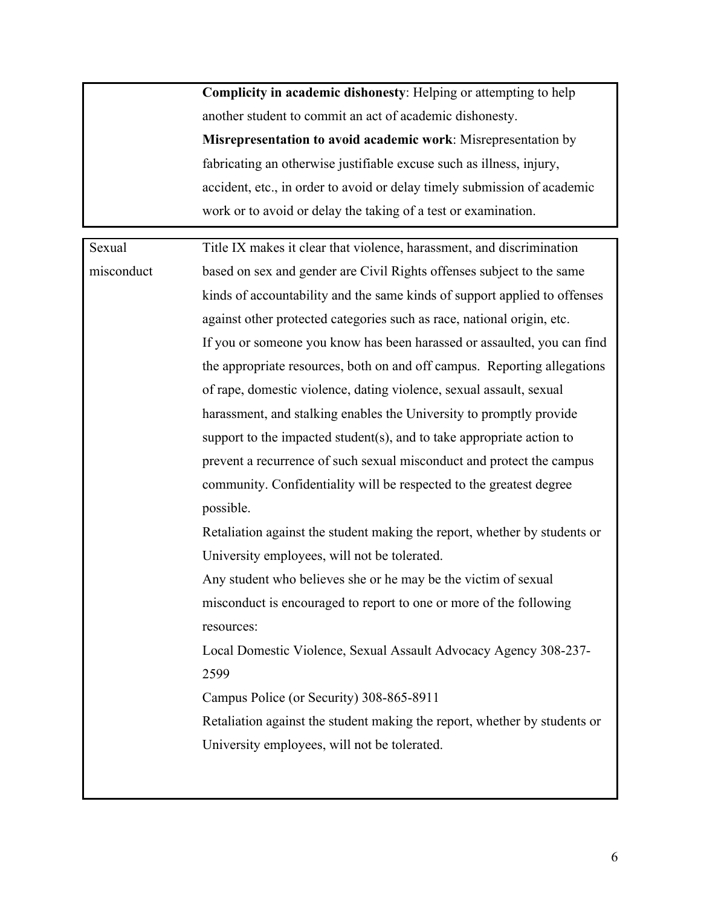| | |
|---|---|
| | **Complicity in academic dishonesty**: Helping or attempting to help another student to commit an act of academic dishonesty.<br>**Misrepresentation to avoid academic work**: Misrepresentation by fabricating an otherwise justifiable excuse such as illness, injury, accident, etc., in order to avoid or delay timely submission of academic work or to avoid or delay the taking of a test or examination. |

| | |
|---|---|
| Sexual misconduct | Title IX makes it clear that violence, harassment, and discrimination based on sex and gender are Civil Rights offenses subject to the same kinds of accountability and the same kinds of support applied to offenses against other protected categories such as race, national origin, etc.<br>If you or someone you know has been harassed or assaulted, you can find the appropriate resources, both on and off campus. Reporting allegations of rape, domestic violence, dating violence, sexual assault, sexual harassment, and stalking enables the University to promptly provide support to the impacted student(s), and to take appropriate action to prevent a recurrence of such sexual misconduct and protect the campus community. Confidentiality will be respected to the greatest degree possible.<br>Retaliation against the student making the report, whether by students or University employees, will not be tolerated.<br>Any student who believes she or he may be the victim of sexual misconduct is encouraged to report to one or more of the following resources:<br>Local Domestic Violence, Sexual Assault Advocacy Agency 308-237-2599<br>Campus Police (or Security) 308-865-8911<br>Retaliation against the student making the report, whether by students or University employees, will not be tolerated. |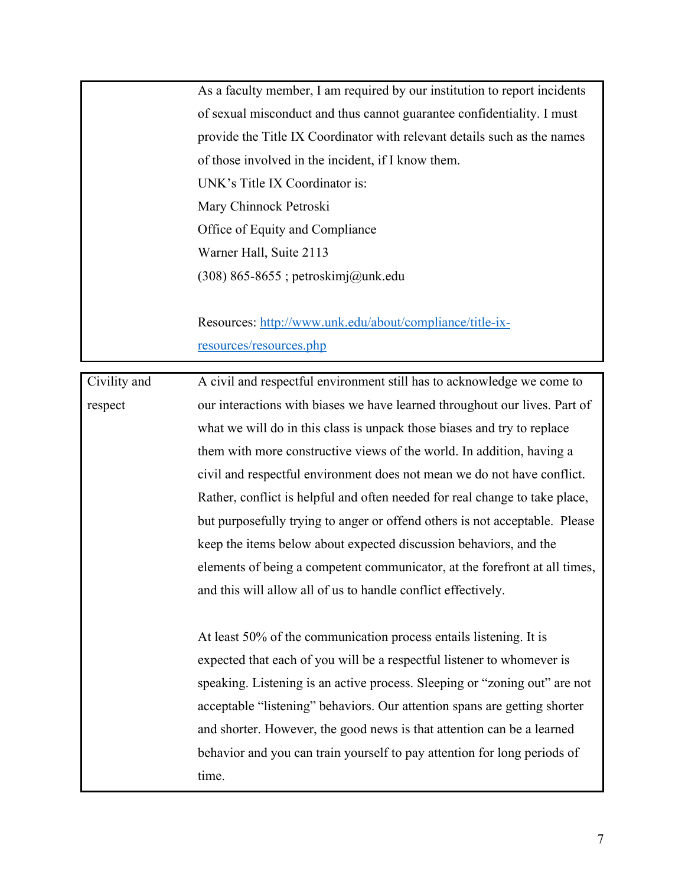| | |
|---|---|
| | As a faculty member, I am required by our institution to report incidents of sexual misconduct and thus cannot guarantee confidentiality. I must provide the Title IX Coordinator with relevant details such as the names of those involved in the incident, if I know them.<br>UNK's Title IX Coordinator is:<br>Mary Chinnock Petroski<br>Office of Equity and Compliance<br>Warner Hall, Suite 2113<br>(308) 865-8655 ; petroskimj@unk.edu<br><br>Resources: [http://www.unk.edu/about/compliance/title-ix-resources/resources.php](http://www.unk.edu/about/compliance/title-ix-resources/resources.php) |

| | |
|---|---|
| Civility and respect | A civil and respectful environment still has to acknowledge we come to our interactions with biases we have learned throughout our lives. Part of what we will do in this class is unpack those biases and try to replace them with more constructive views of the world. In addition, having a civil and respectful environment does not mean we do not have conflict. Rather, conflict is helpful and often needed for real change to take place, but purposefully trying to anger or offend others is not acceptable. Please keep the items below about expected discussion behaviors, and the elements of being a competent communicator, at the forefront at all times, and this will allow all of us to handle conflict effectively.<br><br>At least 50% of the communication process entails listening. It is expected that each of you will be a respectful listener to whomever is speaking. Listening is an active process. Sleeping or "zoning out" are not acceptable "listening" behaviors. Our attention spans are getting shorter and shorter. However, the good news is that attention can be a learned behavior and you can train yourself to pay attention for long periods of time. |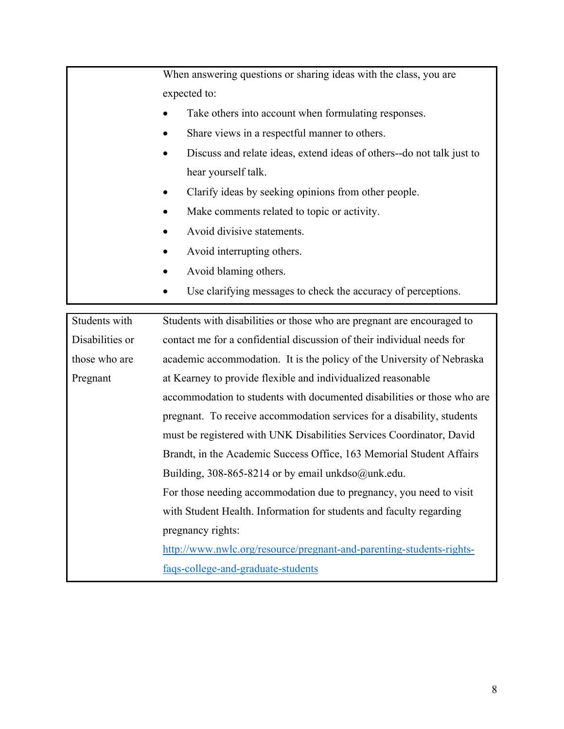| | |
|---|---|
| | When answering questions or sharing ideas with the class, you are expected to:<br>• Take others into account when formulating responses.<br>• Share views in a respectful manner to others.<br>• Discuss and relate ideas, extend ideas of others--do not talk just to hear yourself talk.<br>• Clarify ideas by seeking opinions from other people.<br>• Make comments related to topic or activity.<br>• Avoid divisive statements.<br>• Avoid interrupting others.<br>• Avoid blaming others.<br>• Use clarifying messages to check the accuracy of perceptions. |

| | |
|---|---|
| Students with Disabilities or those who are Pregnant | Students with disabilities or those who are pregnant are encouraged to contact me for a confidential discussion of their individual needs for academic accommodation. It is the policy of the University of Nebraska at Kearney to provide flexible and individualized reasonable accommodation to students with documented disabilities or those who are pregnant. To receive accommodation services for a disability, students must be registered with UNK Disabilities Services Coordinator, David Brandt, in the Academic Success Office, 163 Memorial Student Affairs Building, 308-865-8214 or by email unkdso@unk.edu.<br>For those needing accommodation due to pregnancy, you need to visit with Student Health. Information for students and faculty regarding pregnancy rights:<br>[http://www.nwlc.org/resource/pregnant-and-parenting-students-rights-faqs-college-and-graduate-students](http://www.nwlc.org/resource/pregnant-and-parenting-students-rights-faqs-college-and-graduate-students) |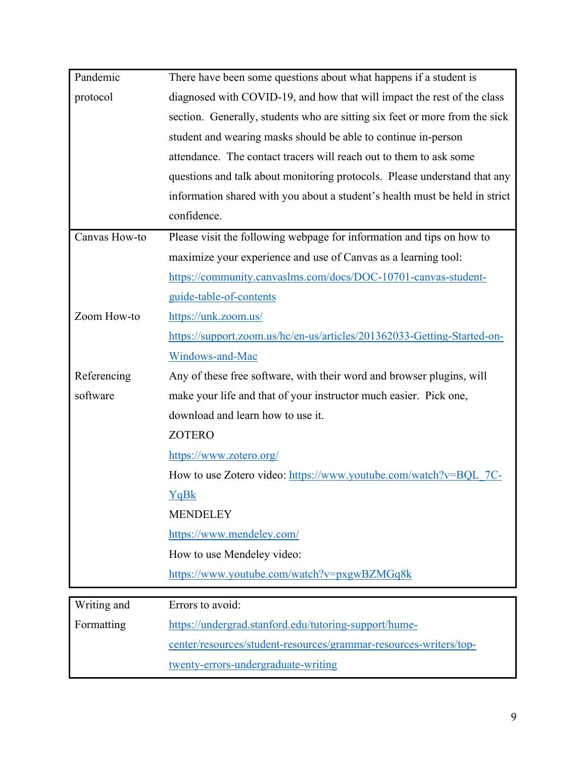| | |
|---|---|
| Pandemic protocol | There have been some questions about what happens if a student is diagnosed with COVID-19, and how that will impact the rest of the class section. Generally, students who are sitting six feet or more from the sick student and wearing masks should be able to continue in-person attendance. The contact tracers will reach out to them to ask some questions and talk about monitoring protocols. Please understand that any information shared with you about a student's health must be held in strict confidence. |
| Canvas How-to | Please visit the following webpage for information and tips on how to maximize your experience and use of Canvas as a learning tool: https://community.canvaslms.com/docs/DOC-10701-canvas-student-guide-table-of-contents |
| Zoom How-to | https://unk.zoom.us/ https://support.zoom.us/hc/en-us/articles/201362033-Getting-Started-on-Windows-and-Mac |
| Referencing software | Any of these free software, with their word and browser plugins, will make your life and that of your instructor much easier. Pick one, download and learn how to use it. ZOTERO https://www.zotero.org/ How to use Zotero video: https://www.youtube.com/watch?v=BQL_7C-YqBk MENDELEY https://www.mendeley.com/ How to use Mendeley video: https://www.youtube.com/watch?v=pxgwBZMGq8k |

| | |
|---|---|
| Writing and Formatting | Errors to avoid: https://undergrad.stanford.edu/tutoring-support/hume-center/resources/student-resources/grammar-resources-writers/top-twenty-errors-undergraduate-writing |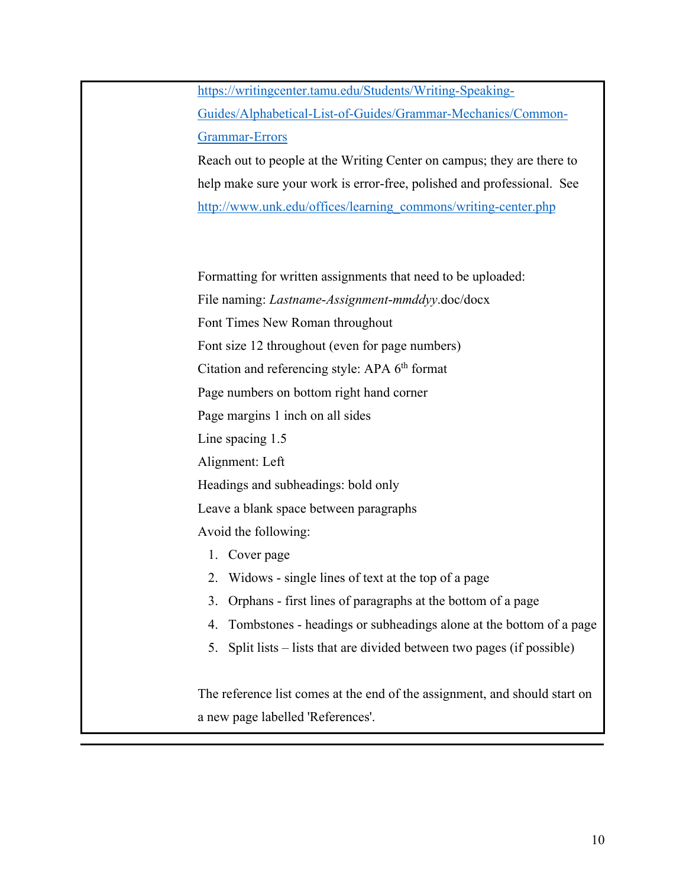https://writingcenter.tamu.edu/Students/Writing-Speaking-Guides/Alphabetical-List-of-Guides/Grammar-Mechanics/Common-Grammar-Errors

Reach out to people at the Writing Center on campus; they are there to help make sure your work is error-free, polished and professional. See http://www.unk.edu/offices/learning_commons/writing-center.php

Formatting for written assignments that need to be uploaded:

File naming: *Lastname-Assignment-mmddyy*.doc/docx

Font Times New Roman throughout

Font size 12 throughout (even for page numbers)

Citation and referencing style: APA 6th format

Page numbers on bottom right hand corner

Page margins 1 inch on all sides

Line spacing 1.5

Alignment: Left

Headings and subheadings: bold only

Leave a blank space between paragraphs

Avoid the following:

1. Cover page
2. Widows - single lines of text at the top of a page
3. Orphans - first lines of paragraphs at the bottom of a page
4. Tombstones - headings or subheadings alone at the bottom of a page
5. Split lists – lists that are divided between two pages (if possible)

The reference list comes at the end of the assignment, and should start on a new page labelled 'References'.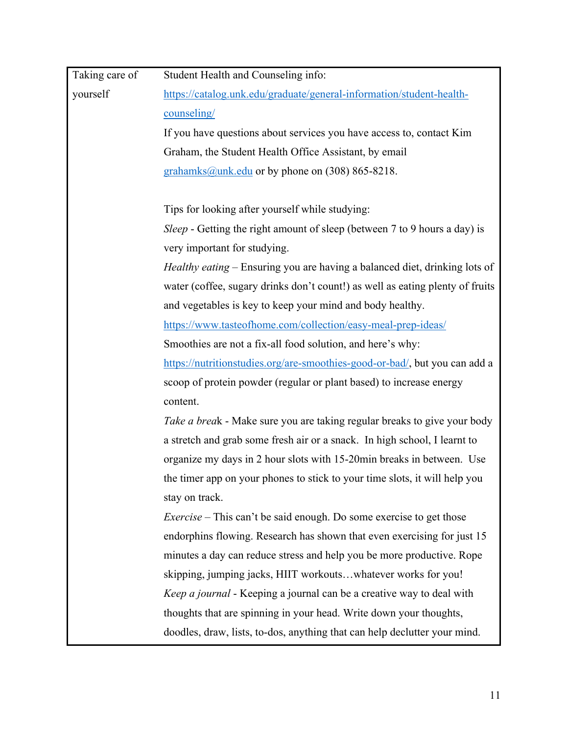| Taking care of yourself | Student Health and Counseling info: https://catalog.unk.edu/graduate/general-information/student-health-counseling/<br>If you have questions about services you have access to, contact Kim Graham, the Student Health Office Assistant, by email grahamks@unk.edu or by phone on (308) 865-8218.<br><br>Tips for looking after yourself while studying:<br>*Sleep* - Getting the right amount of sleep (between 7 to 9 hours a day) is very important for studying.<br>*Healthy eating* – Ensuring you are having a balanced diet, drinking lots of water (coffee, sugary drinks don't count!) as well as eating plenty of fruits and vegetables is key to keep your mind and body healthy.<br>https://www.tasteofhome.com/collection/easy-meal-prep-ideas/<br>Smoothies are not a fix-all food solution, and here's why: https://nutritionstudies.org/are-smoothies-good-or-bad/, but you can add a scoop of protein powder (regular or plant based) to increase energy content.<br>*Take a break* - Make sure you are taking regular breaks to give your body a stretch and grab some fresh air or a snack. In high school, I learnt to organize my days in 2 hour slots with 15-20min breaks in between. Use the timer app on your phones to stick to your time slots, it will help you stay on track.<br>*Exercise* – This can't be said enough. Do some exercise to get those endorphins flowing. Research has shown that even exercising for just 15 minutes a day can reduce stress and help you be more productive. Rope skipping, jumping jacks, HIIT workouts…whatever works for you!<br>*Keep a journal* - Keeping a journal can be a creative way to deal with thoughts that are spinning in your head. Write down your thoughts, doodles, draw, lists, to-dos, anything that can help declutter your mind. |
|---|---|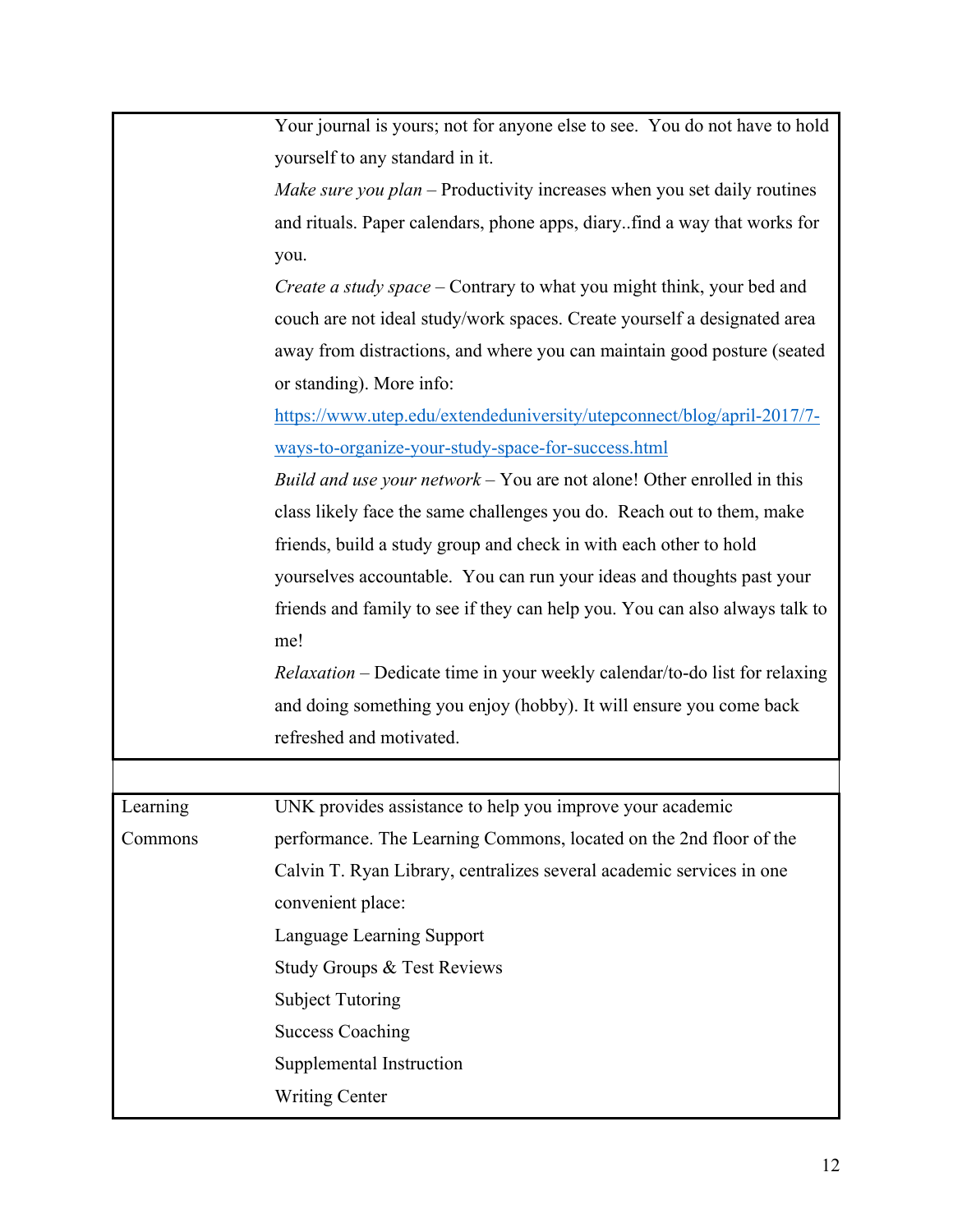| | |
|---|---|
| | Your journal is yours; not for anyone else to see. You do not have to hold yourself to any standard in it.<br>*Make sure you plan* – Productivity increases when you set daily routines and rituals. Paper calendars, phone apps, diary..find a way that works for you.<br>*Create a study space* – Contrary to what you might think, your bed and couch are not ideal study/work spaces. Create yourself a designated area away from distractions, and where you can maintain good posture (seated or standing). More info: [https://www.utep.edu/extendeduniversity/utepconnect/blog/april-2017/7-ways-to-organize-your-study-space-for-success.html](https://www.utep.edu/extendeduniversity/utepconnect/blog/april-2017/7-ways-to-organize-your-study-space-for-success.html)<br>*Build and use your network* – You are not alone! Other enrolled in this class likely face the same challenges you do. Reach out to them, make friends, build a study group and check in with each other to hold yourselves accountable. You can run your ideas and thoughts past your friends and family to see if they can help you. You can also always talk to me!<br>*Relaxation* – Dedicate time in your weekly calendar/to-do list for relaxing and doing something you enjoy (hobby). It will ensure you come back refreshed and motivated. |
| | |
| Learning Commons | UNK provides assistance to help you improve your academic performance. The Learning Commons, located on the 2nd floor of the Calvin T. Ryan Library, centralizes several academic services in one convenient place:<br>Language Learning Support<br>Study Groups & Test Reviews<br>Subject Tutoring<br>Success Coaching<br>Supplemental Instruction<br>Writing Center |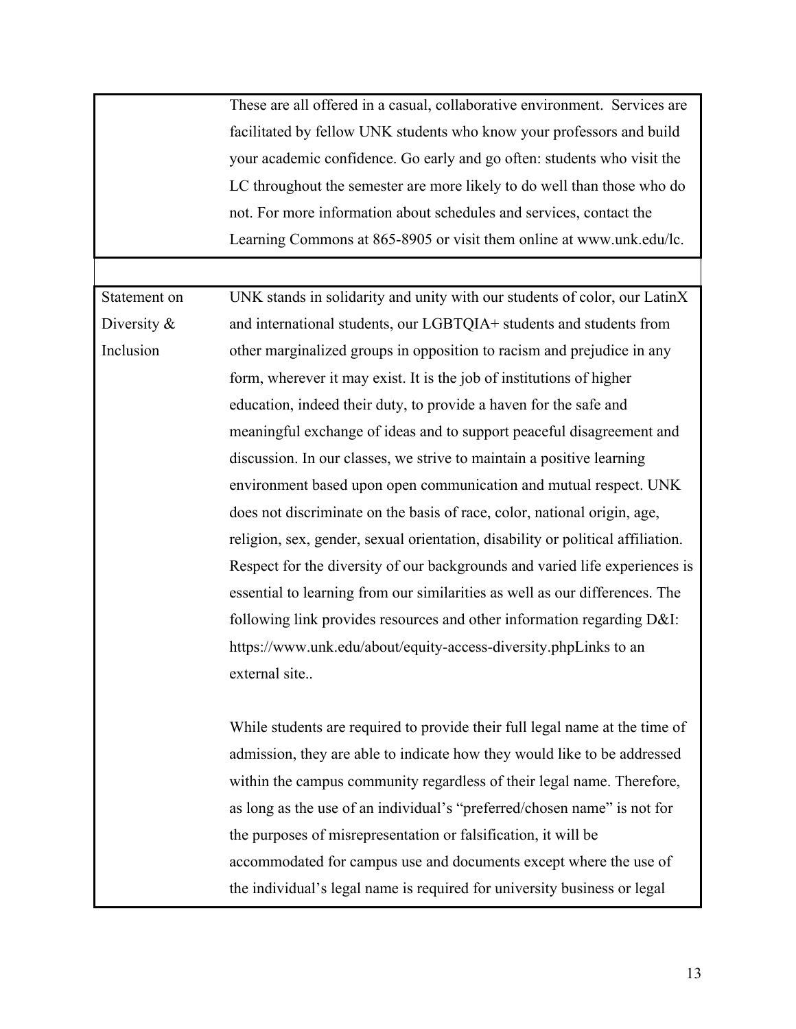| | |
|---|---|
| | These are all offered in a casual, collaborative environment. Services are facilitated by fellow UNK students who know your professors and build your academic confidence. Go early and go often: students who visit the LC throughout the semester are more likely to do well than those who do not. For more information about schedules and services, contact the Learning Commons at 865-8905 or visit them online at www.unk.edu/lc. |
| | |
| Statement on Diversity & Inclusion | UNK stands in solidarity and unity with our students of color, our LatinX and international students, our LGBTQIA+ students and students from other marginalized groups in opposition to racism and prejudice in any form, wherever it may exist. It is the job of institutions of higher education, indeed their duty, to provide a haven for the safe and meaningful exchange of ideas and to support peaceful disagreement and discussion. In our classes, we strive to maintain a positive learning environment based upon open communication and mutual respect. UNK does not discriminate on the basis of race, color, national origin, age, religion, sex, gender, sexual orientation, disability or political affiliation. Respect for the diversity of our backgrounds and varied life experiences is essential to learning from our similarities as well as our differences. The following link provides resources and other information regarding D&I: https://www.unk.edu/about/equity-access-diversity.phpLinks to an external site..<br><br>While students are required to provide their full legal name at the time of admission, they are able to indicate how they would like to be addressed within the campus community regardless of their legal name. Therefore, as long as the use of an individual's "preferred/chosen name" is not for the purposes of misrepresentation or falsification, it will be accommodated for campus use and documents except where the use of the individual's legal name is required for university business or legal |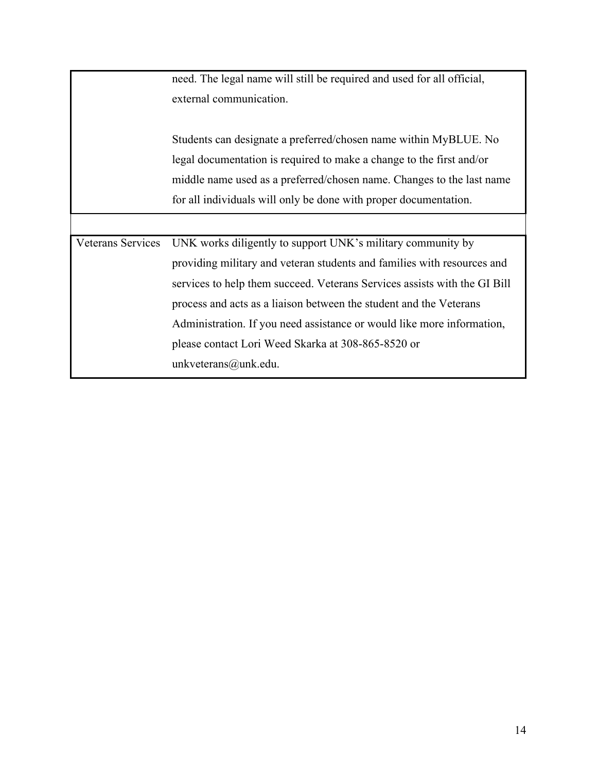| | |
|---|---|
| | need. The legal name will still be required and used for all official, external communication.<br><br>Students can designate a preferred/chosen name within MyBLUE. No legal documentation is required to make a change to the first and/or middle name used as a preferred/chosen name. Changes to the last name for all individuals will only be done with proper documentation. |
| | |
| Veterans Services | UNK works diligently to support UNK's military community by providing military and veteran students and families with resources and services to help them succeed. Veterans Services assists with the GI Bill process and acts as a liaison between the student and the Veterans Administration. If you need assistance or would like more information, please contact Lori Weed Skarka at 308-865-8520 or unkveterans@unk.edu. |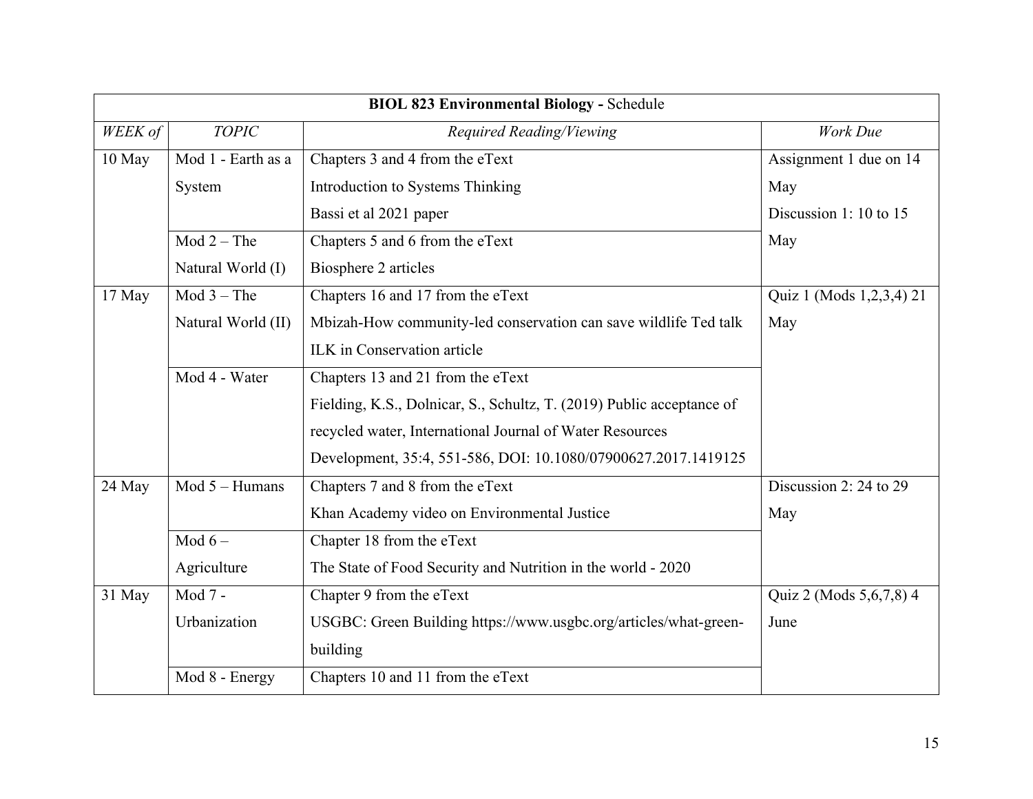| **BIOL 823 Environmental Biology -** Schedule | | | |
|---|---|---|---|
| *WEEK of* | *TOPIC* | *Required Reading/Viewing* | *Work Due* |
| 10 May | Mod 1 - Earth as a System | Chapters 3 and 4 from the eText<br>Introduction to Systems Thinking<br>Bassi et al 2021 paper | Assignment 1 due on 14 May<br>Discussion 1: 10 to 15 May |
| | Mod 2 – The Natural World (I) | Chapters 5 and 6 from the eText<br>Biosphere 2 articles | |
| 17 May | Mod 3 – The Natural World (II) | Chapters 16 and 17 from the eText<br>Mbizah-How community-led conservation can save wildlife Ted talk<br>ILK in Conservation article | Quiz 1 (Mods 1,2,3,4) 21 May |
| | Mod 4 - Water | Chapters 13 and 21 from the eText<br>Fielding, K.S., Dolnicar, S., Schultz, T. (2019) Public acceptance of recycled water, International Journal of Water Resources Development, 35:4, 551-586, DOI: 10.1080/07900627.2017.1419125 | |
| 24 May | Mod 5 – Humans | Chapters 7 and 8 from the eText<br>Khan Academy video on Environmental Justice | Discussion 2: 24 to 29 May |
| | Mod 6 – Agriculture | Chapter 18 from the eText<br>The State of Food Security and Nutrition in the world - 2020 | |
| 31 May | Mod 7 - Urbanization | Chapter 9 from the eText<br>USGBC: Green Building https://www.usgbc.org/articles/what-green-building | Quiz 2 (Mods 5,6,7,8) 4 June |
| | Mod 8 - Energy | Chapters 10 and 11 from the eText | |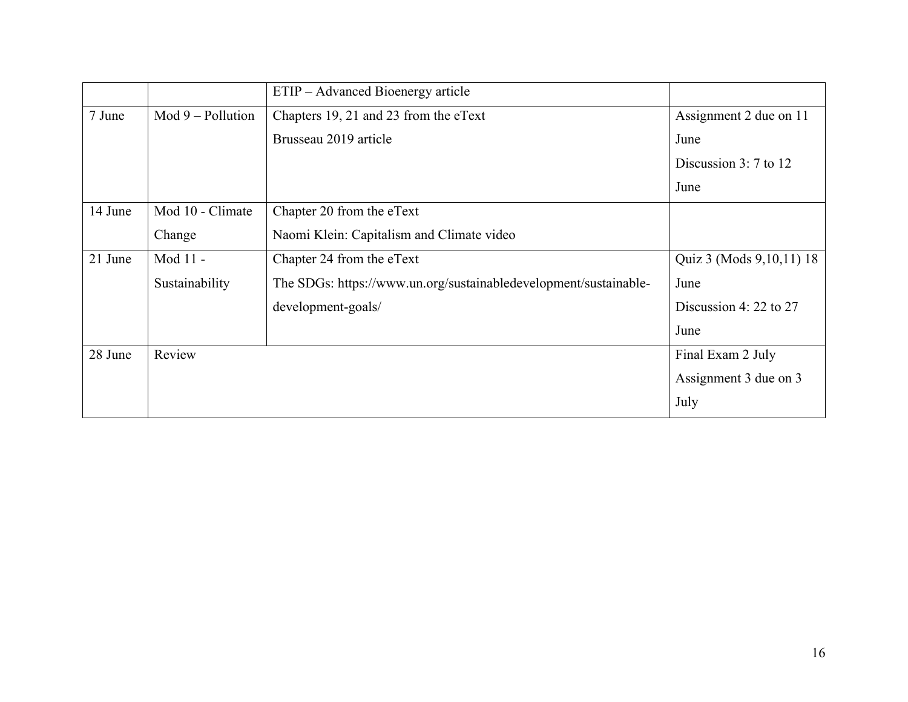| | | | |
|---|---|---|---|
| | | ETIP – Advanced Bioenergy article | |
| 7 June | Mod 9 – Pollution | Chapters 19, 21 and 23 from the eText<br>Brusseau 2019 article | Assignment 2 due on 11 June<br>Discussion 3: 7 to 12 June |
| 14 June | Mod 10 - Climate Change | Chapter 20 from the eText<br>Naomi Klein: Capitalism and Climate video | |
| 21 June | Mod 11 - Sustainability | Chapter 24 from the eText<br>The SDGs: https://www.un.org/sustainabledevelopment/sustainable-development-goals/ | Quiz 3 (Mods 9,10,11) 18 June<br>Discussion 4: 22 to 27 June |
| 28 June | Review | | Final Exam 2 July<br>Assignment 3 due on 3 July |